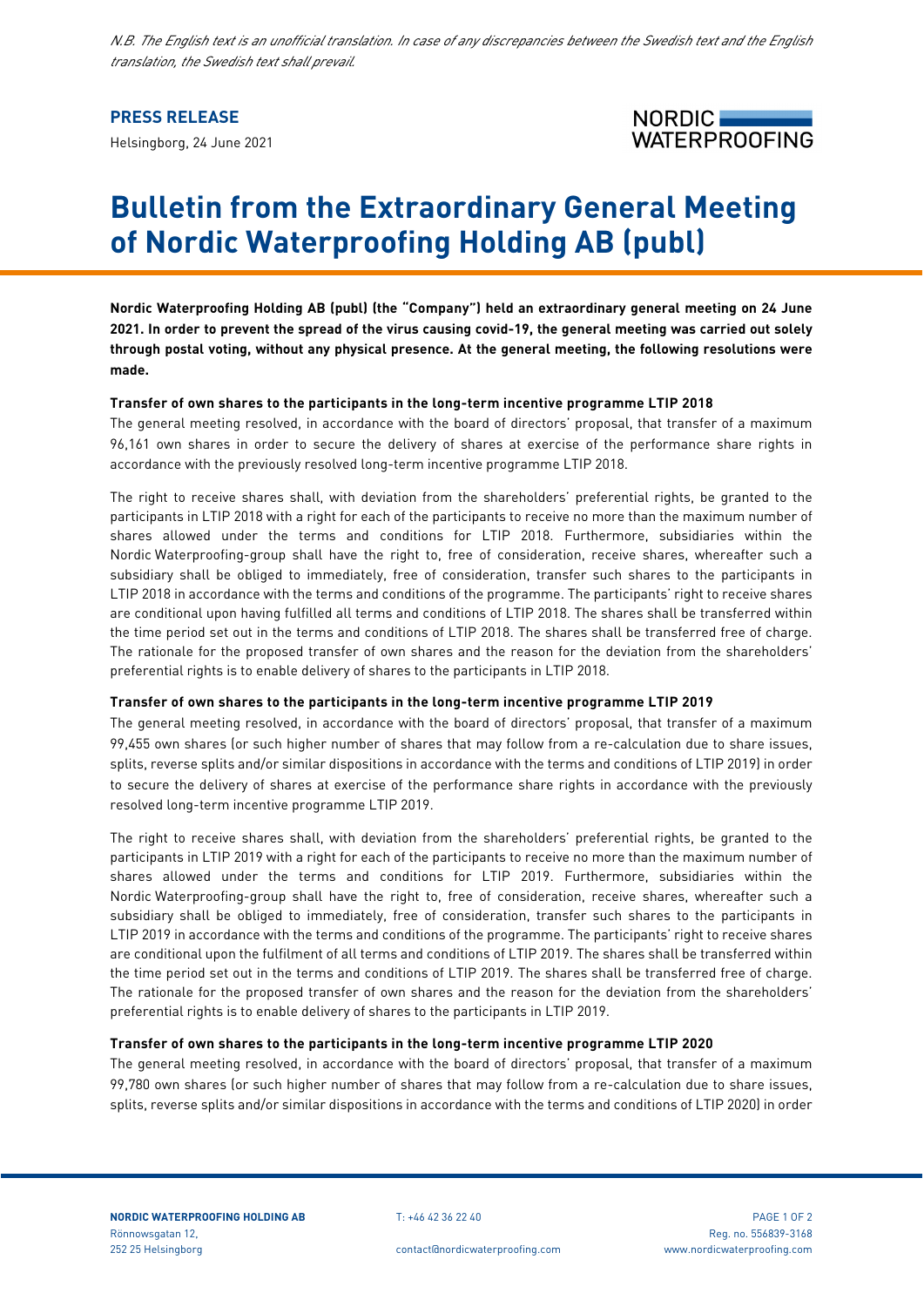*N.B. The English text is an unofficial translation. In case of any discrepancies between the Swedish text and the English translation, the Swedish text shall prevail.*

**PRESS RELEASE**

Helsingborg, 24 June 2021

# Bulletin from the Extraordinary General Meeting of Nordic Waterproofing Holding AB (publ)

**Nordic Waterproofing Holding AB (publ) (the "Company") held an extraordinary general meeting on 24 June 2021. In order to prevent the spread of the virus causing covid-19, the general meeting was carried out solely through postal voting, without any physical presence. At the general meeting, the following resolutions were made.**

**Transfer of own shares to the participants in the long-term incentive programme LTIP 2018**

The general meeting resolved, in accordance with the board of directors' proposal, that transfer of a maximum 96,161 own shares in order to secure the delivery of shares at exercise of the performance share rights in accordance with the previously resolved long-term incentive programme LTIP 2018.

The right to receive shares shall, with deviation from the shareholders' preferential rights, be granted to the participants in LTIP 2018 with a right for each of the participants to receive no more than the maximum number of shares allowed under the terms and conditions for LTIP 2018. Furthermore, subsidiaries within the Nordic Waterproofing-group shall have the right to, free of consideration, receive shares, whereafter such a subsidiary shall be obliged to immediately, free of consideration, transfer such shares to the participants in LTIP 2018 in accordance with the terms and conditions of the programme. The participants' right to receive shares are conditional upon having fulfilled all terms and conditions of LTIP 2018. The shares shall be transferred within the time period set out in the terms and conditions of LTIP 2018. The shares shall be transferred free of charge. The rationale for the proposed transfer of own shares and the reason for the deviation from the shareholders' preferential rights is to enable delivery of shares to the participants in LTIP 2018.

**Transfer of own shares to the participants in the long-term incentive programme LTIP 2019**

The general meeting resolved, in accordance with the board of directors' proposal, that transfer of a maximum 99,455 own shares (or such higher number of shares that may follow from a re-calculation due to share issues, splits, reverse splits and/or similar dispositions in accordance with the terms and conditions of LTIP 2019) in order to secure the delivery of shares at exercise of the performance share rights in accordance with the previously resolved long-term incentive programme LTIP 2019.

The right to receive shares shall, with deviation from the shareholders' preferential rights, be granted to the participants in LTIP 2019 with a right for each of the participants to receive no more than the maximum number of shares allowed under the terms and conditions for LTIP 2019. Furthermore, subsidiaries within the Nordic Waterproofing-group shall have the right to, free of consideration, receive shares, whereafter such a subsidiary shall be obliged to immediately, free of consideration, transfer such shares to the participants in LTIP 2019 in accordance with the terms and conditions of the programme. The participants' right to receive shares are conditional upon the fulfilment of all terms and conditions of LTIP 2019. The shares shall be transferred within the time period set out in the terms and conditions of LTIP 2019. The shares shall be transferred free of charge. The rationale for the proposed transfer of own shares and the reason for the deviation from the shareholders' preferential rights is to enable delivery of shares to the participants in LTIP 2019.

**Transfer of own shares to the participants in the long-term incentive programme LTIP 2020**

The general meeting resolved, in accordance with the board of directors' proposal, that transfer of a maximum 99,780 own shares (or such higher number of shares that may follow from a re-calculation due to share issues, splits, reverse splits and/or similar dispositions in accordance with the terms and conditions of LTIP 2020) in order

**NORDIC WATERPROOFING HOLDING AB**
Rönnowsgatan 12,
252 25 Helsingborg

T: +46 42 36 22 40
contact@nordicwaterproofing.com

Reg. no. 556839-3168
www.nordicwaterproofing.com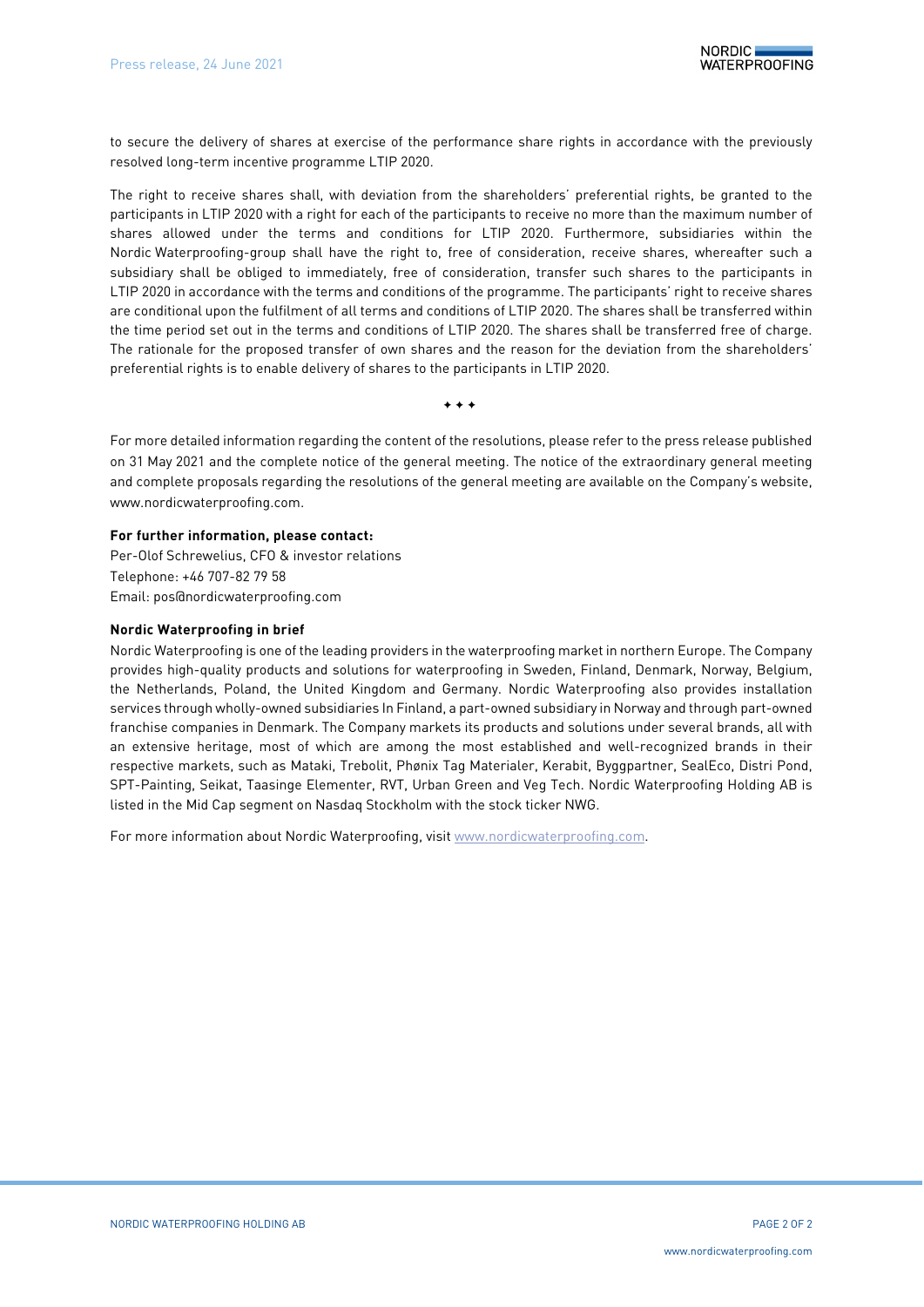to secure the delivery of shares at exercise of the performance share rights in accordance with the previously resolved long-term incentive programme LTIP 2020.

The right to receive shares shall, with deviation from the shareholders' preferential rights, be granted to the participants in LTIP 2020 with a right for each of the participants to receive no more than the maximum number of shares allowed under the terms and conditions for LTIP 2020. Furthermore, subsidiaries within the Nordic Waterproofing-group shall have the right to, free of consideration, receive shares, whereafter such a subsidiary shall be obliged to immediately, free of consideration, transfer such shares to the participants in LTIP 2020 in accordance with the terms and conditions of the programme. The participants' right to receive shares are conditional upon the fulfilment of all terms and conditions of LTIP 2020. The shares shall be transferred within the time period set out in the terms and conditions of LTIP 2020. The shares shall be transferred free of charge. The rationale for the proposed transfer of own shares and the reason for the deviation from the shareholders' preferential rights is to enable delivery of shares to the participants in LTIP 2020.

✦ ✦ ✦

For more detailed information regarding the content of the resolutions, please refer to the press release published on 31 May 2021 and the complete notice of the general meeting. The notice of the extraordinary general meeting and complete proposals regarding the resolutions of the general meeting are available on the Company's website, www.nordicwaterproofing.com.

**For further information, please contact:**
Per-Olof Schrewelius, CFO & investor relations
Telephone: +46 707-82 79 58
Email: pos@nordicwaterproofing.com

**Nordic Waterproofing in brief**
Nordic Waterproofing is one of the leading providers in the waterproofing market in northern Europe. The Company provides high-quality products and solutions for waterproofing in Sweden, Finland, Denmark, Norway, Belgium, the Netherlands, Poland, the United Kingdom and Germany. Nordic Waterproofing also provides installation services through wholly-owned subsidiaries In Finland, a part-owned subsidiary in Norway and through part-owned franchise companies in Denmark. The Company markets its products and solutions under several brands, all with an extensive heritage, most of which are among the most established and well-recognized brands in their respective markets, such as Mataki, Trebolit, Phønix Tag Materialer, Kerabit, Byggpartner, SealEco, Distri Pond, SPT-Painting, Seikat, Taasinge Elementer, RVT, Urban Green and Veg Tech. Nordic Waterproofing Holding AB is listed in the Mid Cap segment on Nasdaq Stockholm with the stock ticker NWG.

For more information about Nordic Waterproofing, visit www.nordicwaterproofing.com.